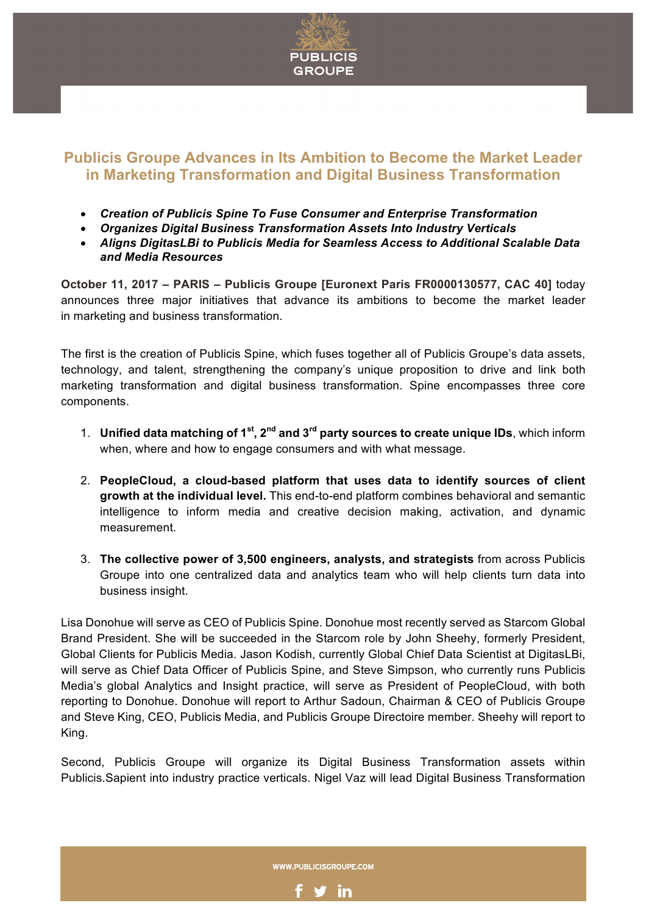# Publicis Groupe Advances in Its Ambition to Become the Market Leader in Marketing Transformation and Digital Business Transformation

- ***Creation of Publicis Spine To Fuse Consumer and Enterprise Transformation***
- ***Organizes Digital Business Transformation Assets Into Industry Verticals***
- ***Aligns DigitasLBi to Publicis Media for Seamless Access to Additional Scalable Data and Media Resources***

**October 11, 2017 – PARIS – Publicis Groupe [Euronext Paris FR0000130577, CAC 40]** today announces three major initiatives that advance its ambitions to become the market leader in marketing and business transformation.

The first is the creation of Publicis Spine, which fuses together all of Publicis Groupe's data assets, technology, and talent, strengthening the company's unique proposition to drive and link both marketing transformation and digital business transformation. Spine encompasses three core components.

1. **Unified data matching of 1st, 2nd and 3rd party sources to create unique IDs**, which inform when, where and how to engage consumers and with what message.

2. **PeopleCloud, a cloud-based platform that uses data to identify sources of client growth at the individual level.** This end-to-end platform combines behavioral and semantic intelligence to inform media and creative decision making, activation, and dynamic measurement.

3. **The collective power of 3,500 engineers, analysts, and strategists** from across Publicis Groupe into one centralized data and analytics team who will help clients turn data into business insight.

Lisa Donohue will serve as CEO of Publicis Spine. Donohue most recently served as Starcom Global Brand President. She will be succeeded in the Starcom role by John Sheehy, formerly President, Global Clients for Publicis Media. Jason Kodish, currently Global Chief Data Scientist at DigitasLBi, will serve as Chief Data Officer of Publicis Spine, and Steve Simpson, who currently runs Publicis Media's global Analytics and Insight practice, will serve as President of PeopleCloud, with both reporting to Donohue. Donohue will report to Arthur Sadoun, Chairman & CEO of Publicis Groupe and Steve King, CEO, Publicis Media, and Publicis Groupe Directoire member. Sheehy will report to King.

Second, Publicis Groupe will organize its Digital Business Transformation assets within Publicis.Sapient into industry practice verticals. Nigel Vaz will lead Digital Business Transformation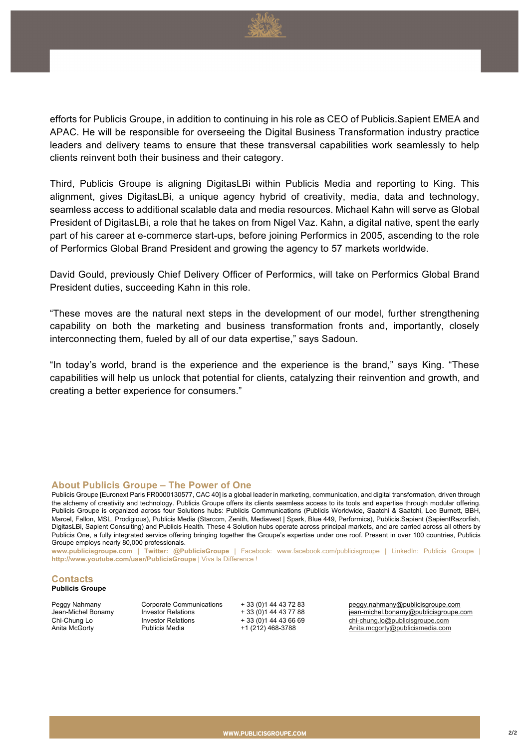efforts for Publicis Groupe, in addition to continuing in his role as CEO of Publicis.Sapient EMEA and APAC. He will be responsible for overseeing the Digital Business Transformation industry practice leaders and delivery teams to ensure that these transversal capabilities work seamlessly to help clients reinvent both their business and their category.

Third, Publicis Groupe is aligning DigitasLBi within Publicis Media and reporting to King. This alignment, gives DigitasLBi, a unique agency hybrid of creativity, media, data and technology, seamless access to additional scalable data and media resources. Michael Kahn will serve as Global President of DigitasLBi, a role that he takes on from Nigel Vaz. Kahn, a digital native, spent the early part of his career at e-commerce start-ups, before joining Performics in 2005, ascending to the role of Performics Global Brand President and growing the agency to 57 markets worldwide.

David Gould, previously Chief Delivery Officer of Performics, will take on Performics Global Brand President duties, succeeding Kahn in this role.

"These moves are the natural next steps in the development of our model, further strengthening capability on both the marketing and business transformation fronts and, importantly, closely interconnecting them, fueled by all of our data expertise," says Sadoun.

"In today's world, brand is the experience and the experience is the brand," says King. "These capabilities will help us unlock that potential for clients, catalyzing their reinvention and growth, and creating a better experience for consumers."

## About Publicis Groupe – The Power of One

Publicis Groupe [Euronext Paris FR0000130577, CAC 40] is a global leader in marketing, communication, and digital transformation, driven through the alchemy of creativity and technology. Publicis Groupe offers its clients seamless access to its tools and expertise through modular offering. Publicis Groupe is organized across four Solutions hubs: Publicis Communications (Publicis Worldwide, Saatchi & Saatchi, Leo Burnett, BBH, Marcel, Fallon, MSL, Prodigious), Publicis Media (Starcom, Zenith, Mediavest | Spark, Blue 449, Performics), Publicis.Sapient (SapientRazorfish, DigitasLBi, Sapient Consulting) and Publicis Health. These 4 Solution hubs operate across principal markets, and are carried across all others by Publicis One, a fully integrated service offering bringing together the Groupe's expertise under one roof. Present in over 100 countries, Publicis Groupe employs nearly 80,000 professionals.

**www.publicisgroupe.com | Twitter: @PublicisGroupe** | Facebook: www.facebook.com/publicisgroupe | LinkedIn: Publicis Groupe | **http://www.youtube.com/user/PublicisGroupe** | Viva la Difference !

## Contacts

**Publicis Groupe**

| | | | |
|---|---|---|---|
| Peggy Nahmany | Corporate Communications | + 33 (0)1 44 43 72 83 | peggy.nahmany@publicisgroupe.com |
| Jean-Michel Bonamy | Investor Relations | + 33 (0)1 44 43 77 88 | jean-michel.bonamy@publicisgroupe.com |
| Chi-Chung Lo | Investor Relations | + 33 (0)1 44 43 66 69 | chi-chung.lo@publicisgroupe.com |
| Anita McGorty | Publicis Media | +1 (212) 468-3788 | Anita.mcgorty@publicismedia.com |